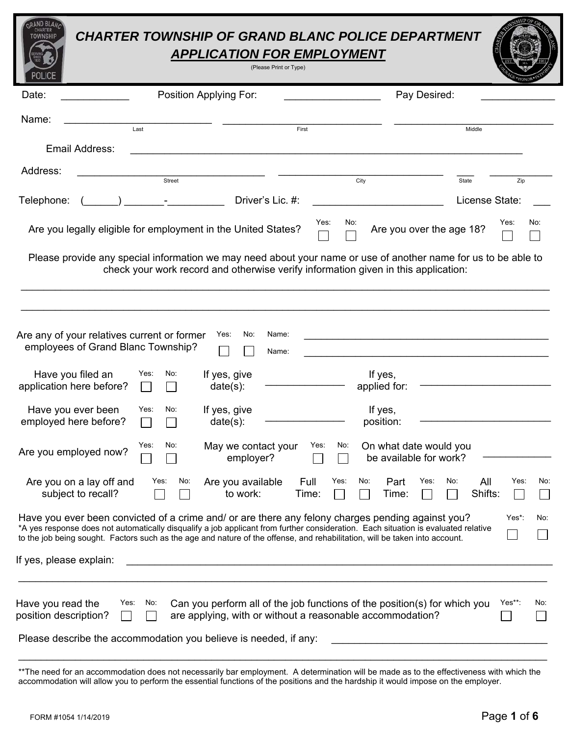# CHARTER TOWNSHIP OF GRAND BLANC POLICE DEPARTMENT

## APPLICATION FOR EMPLOYMENT

(Please Print or Type)

Date: ____________ Position Applying For: ________________ Pay Desired: ____________

Name: __________________________ __________________________ __________________________
Last First Middle

Email Address: ______________________________________________________________________

Address: ________________________________ ____________________________ ___ ___________
Street City State Zip

Telephone: (______) _______-__________ Driver's Lic. #: ______________________ License State: ___

Are you legally eligible for employment in the United States? Yes: ☐ No: ☐ Are you over the age 18? Yes: ☐ No: ☐

Please provide any special information we may need about your name or use of another name for us to be able to check your work record and otherwise verify information given in this application:

_____________________________________________________________________________________

_____________________________________________________________________________________

Are any of your relatives current or former employees of Grand Blanc Township? Yes: ☐ No: ☐ Name: ______________________________ Name: ______________________________

Have you filed an application here before? Yes: ☐ No: ☐ If yes, give date(s): ______________ If yes, applied for: ______________________

Have you ever been employed here before? Yes: ☐ No: ☐ If yes, give date(s): ______________ If yes, position: ______________________

Are you employed now? Yes: ☐ No: ☐ May we contact your employer? Yes: ☐ No: ☐ On what date would you be available for work? ___________

Are you on a lay off and subject to recall? Yes: ☐ No: ☐ Are you available to work: Full Time: Yes: ☐ No: ☐ Part Time: Yes: ☐ No: ☐ All Shifts: Yes: ☐ No: ☐

Have you ever been convicted of a crime and/ or are there any felony charges pending against you? Yes*: ☐ No: ☐

*A yes response does not automatically disqualify a job applicant from further consideration. Each situation is evaluated relative to the job being sought. Factors such as the age and nature of the offense, and rehabilitation, will be taken into account.

If yes, please explain: ______________________________________________________________

_____________________________________________________________________________________

Have you read the position description? Yes: ☐ No: ☐ Can you perform all of the job functions of the position(s) for which you are applying, with or without a reasonable accommodation? Yes**: ☐ No: ☐

Please describe the accommodation you believe is needed, if any: ______________________________

_____________________________________________________________________________________

**The need for an accommodation does not necessarily bar employment. A determination will be made as to the effectiveness with which the accommodation will allow you to perform the essential functions of the positions and the hardship it would impose on the employer.

FORM #1054 1/14/2019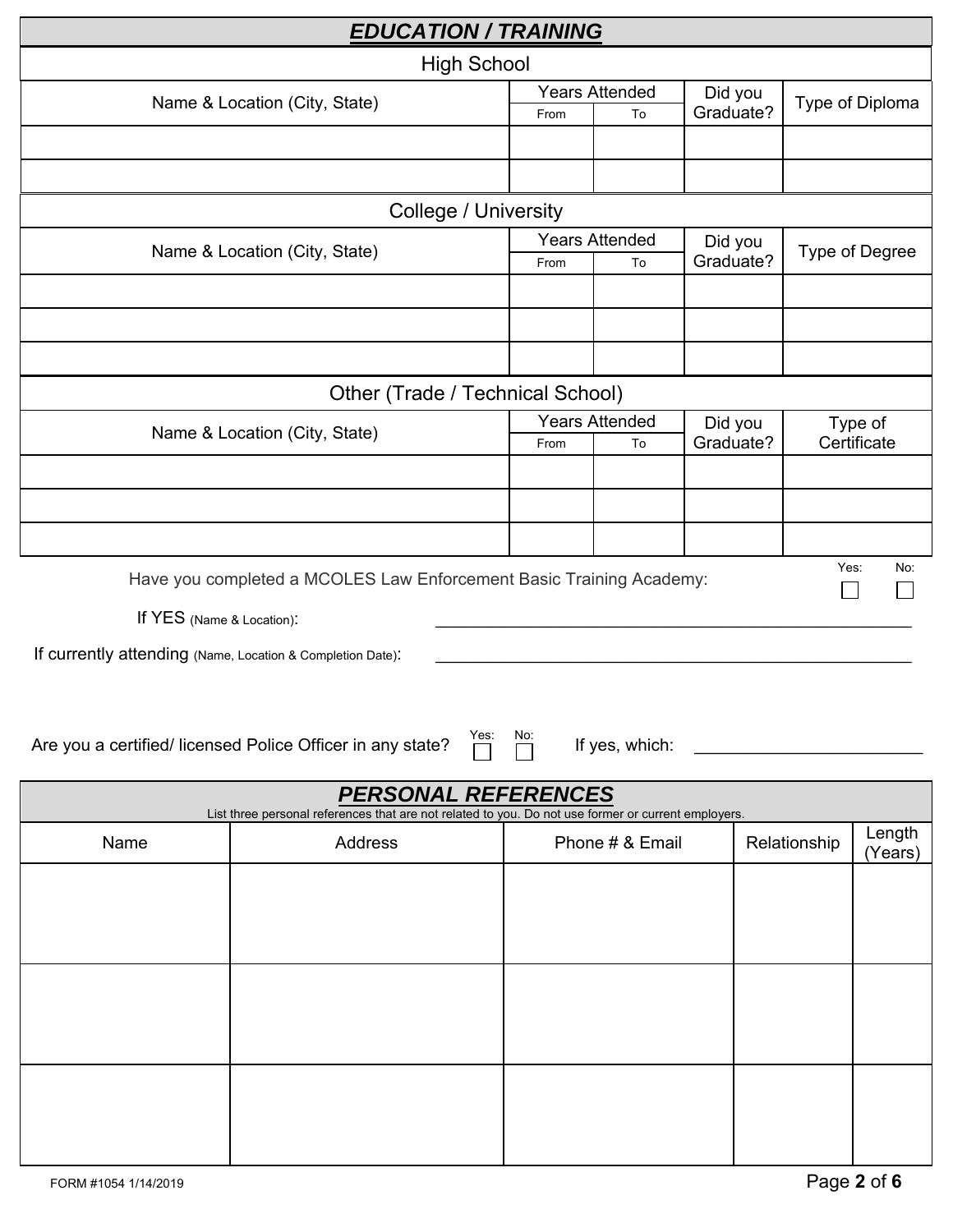## *EDUCATION / TRAINING*

### High School

| Name & Location (City, State) | Years Attended | | Did you Graduate? | Type of Diploma |
|---|---|---|---|---|
| | From | To | | |
| | | | | |
| | | | | |

### College / University

| Name & Location (City, State) | Years Attended | | Did you Graduate? | Type of Degree |
|---|---|---|---|---|
| | From | To | | |
| | | | | |
| | | | | |
| | | | | |

### Other (Trade / Technical School)

| Name & Location (City, State) | Years Attended | | Did you Graduate? | Type of Certificate |
|---|---|---|---|---|
| | From | To | | |
| | | | | |
| | | | | |
| | | | | |

Have you completed a MCOLES Law Enforcement Basic Training Academy: Yes: ☐ No: ☐

If YES (Name & Location): ______________________________________________

If currently attending (Name, Location & Completion Date): ______________________________________________

Are you a certified/ licensed Police Officer in any state? Yes: ☐ No: ☐ If yes, which: ______________________

## *PERSONAL REFERENCES*

List three personal references that are not related to you. Do not use former or current employers.

| Name | Address | Phone # & Email | Relationship | Length (Years) |
|---|---|---|---|---|
| | | | | |
| | | | | |
| | | | | |

FORM #1054 1/14/2019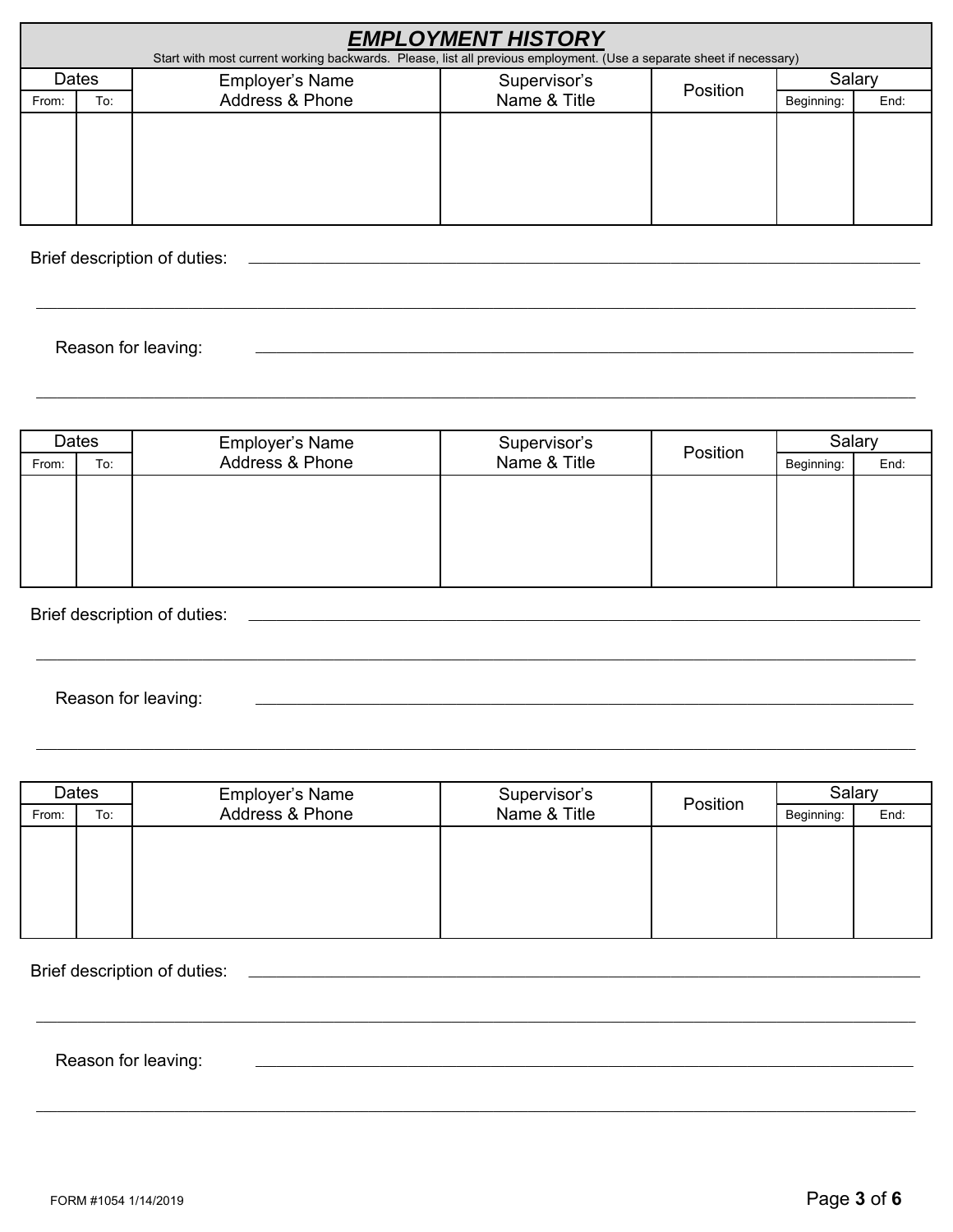# ***EMPLOYMENT HISTORY***

Start with most current working backwards. Please, list all previous employment. (Use a separate sheet if necessary)

| Dates | | Employer's Name Address & Phone | Supervisor's Name & Title | Position | Salary | |
|---|---|---|---|---|---|---|
| From: | To: | | | | Beginning: | End: |
| | | | | | | |

Brief description of duties: \_\_\_\_\_\_\_\_\_\_\_\_\_\_\_\_\_\_\_\_\_\_\_\_\_\_\_\_\_\_\_\_\_\_\_\_\_\_\_\_

\_\_\_\_\_\_\_\_\_\_\_\_\_\_\_\_\_\_\_\_\_\_\_\_\_\_\_\_\_\_\_\_\_\_\_\_\_\_\_\_\_\_\_\_\_\_\_\_\_\_\_\_\_\_\_\_\_\_\_\_

Reason for leaving: \_\_\_\_\_\_\_\_\_\_\_\_\_\_\_\_\_\_\_\_\_\_\_\_\_\_\_\_\_\_\_\_\_\_\_\_\_\_\_\_

\_\_\_\_\_\_\_\_\_\_\_\_\_\_\_\_\_\_\_\_\_\_\_\_\_\_\_\_\_\_\_\_\_\_\_\_\_\_\_\_\_\_\_\_\_\_\_\_\_\_\_\_\_\_\_\_\_\_\_\_

| Dates | | Employer's Name Address & Phone | Supervisor's Name & Title | Position | Salary | |
|---|---|---|---|---|---|---|
| From: | To: | | | | Beginning: | End: |
| | | | | | | |

Brief description of duties: \_\_\_\_\_\_\_\_\_\_\_\_\_\_\_\_\_\_\_\_\_\_\_\_\_\_\_\_\_\_\_\_\_\_\_\_\_\_\_\_

\_\_\_\_\_\_\_\_\_\_\_\_\_\_\_\_\_\_\_\_\_\_\_\_\_\_\_\_\_\_\_\_\_\_\_\_\_\_\_\_\_\_\_\_\_\_\_\_\_\_\_\_\_\_\_\_\_\_\_\_

Reason for leaving: \_\_\_\_\_\_\_\_\_\_\_\_\_\_\_\_\_\_\_\_\_\_\_\_\_\_\_\_\_\_\_\_\_\_\_\_\_\_\_\_

\_\_\_\_\_\_\_\_\_\_\_\_\_\_\_\_\_\_\_\_\_\_\_\_\_\_\_\_\_\_\_\_\_\_\_\_\_\_\_\_\_\_\_\_\_\_\_\_\_\_\_\_\_\_\_\_\_\_\_\_

| Dates | | Employer's Name Address & Phone | Supervisor's Name & Title | Position | Salary | |
|---|---|---|---|---|---|---|
| From: | To: | | | | Beginning: | End: |
| | | | | | | |

Brief description of duties: \_\_\_\_\_\_\_\_\_\_\_\_\_\_\_\_\_\_\_\_\_\_\_\_\_\_\_\_\_\_\_\_\_\_\_\_\_\_\_\_

\_\_\_\_\_\_\_\_\_\_\_\_\_\_\_\_\_\_\_\_\_\_\_\_\_\_\_\_\_\_\_\_\_\_\_\_\_\_\_\_\_\_\_\_\_\_\_\_\_\_\_\_\_\_\_\_\_\_\_\_

Reason for leaving: \_\_\_\_\_\_\_\_\_\_\_\_\_\_\_\_\_\_\_\_\_\_\_\_\_\_\_\_\_\_\_\_\_\_\_\_\_\_\_\_

\_\_\_\_\_\_\_\_\_\_\_\_\_\_\_\_\_\_\_\_\_\_\_\_\_\_\_\_\_\_\_\_\_\_\_\_\_\_\_\_\_\_\_\_\_\_\_\_\_\_\_\_\_\_\_\_\_\_\_\_

FORM #1054 1/14/2019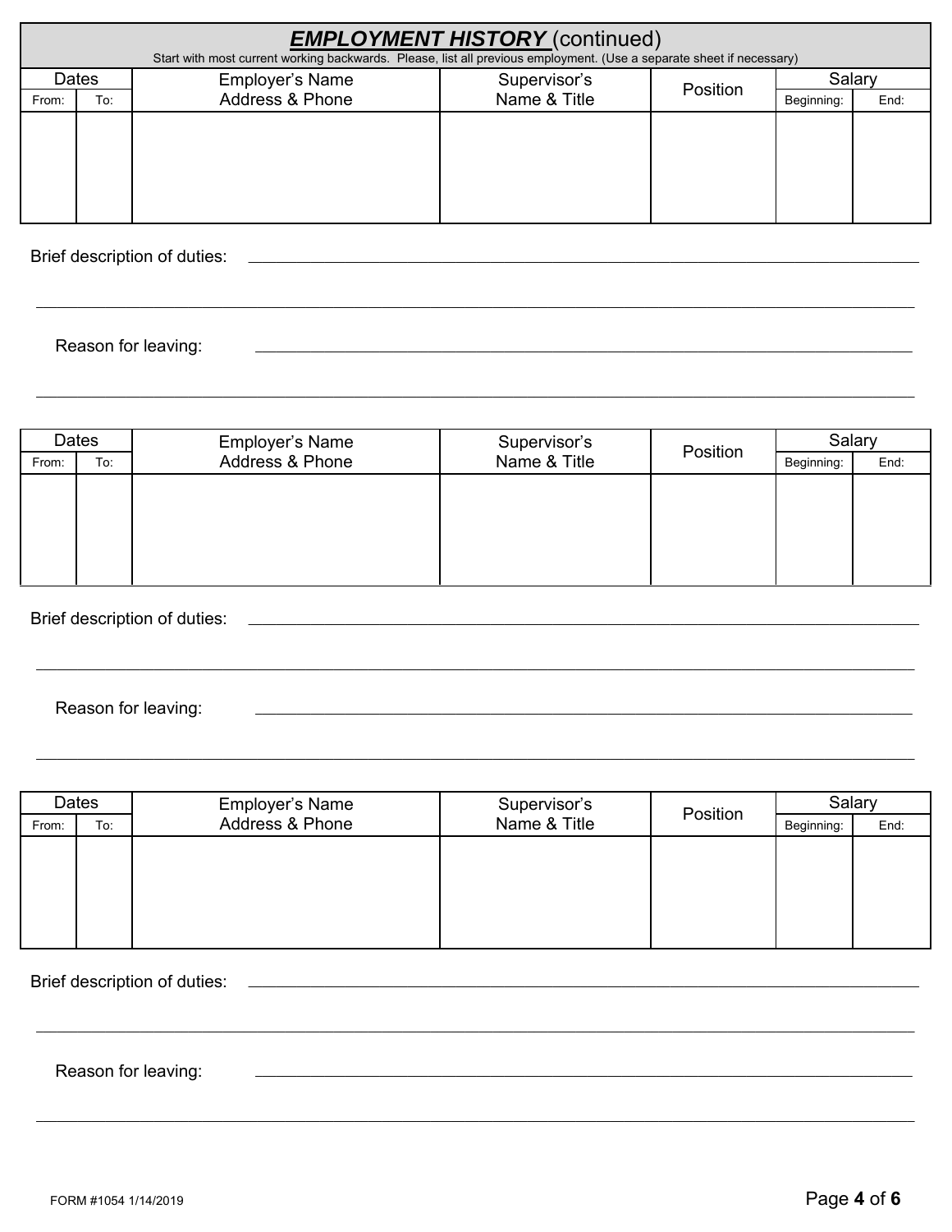## ***EMPLOYMENT HISTORY*** (continued)

Start with most current working backwards. Please, list all previous employment. (Use a separate sheet if necessary)

| Dates | | Employer's Name Address & Phone | Supervisor's Name & Title | Position | Salary | |
|---|---|---|---|---|---|---|
| From: | To: | | | | Beginning: | End: |
| | | | | | | |

Brief description of duties: \_\_\_\_\_\_\_\_\_\_\_\_\_\_\_\_\_\_\_\_\_\_\_\_\_\_\_\_\_\_\_\_\_\_\_\_\_\_\_\_

\_\_\_\_\_\_\_\_\_\_\_\_\_\_\_\_\_\_\_\_\_\_\_\_\_\_\_\_\_\_\_\_\_\_\_\_\_\_\_\_\_\_\_\_\_\_\_\_\_\_\_\_\_\_\_\_\_\_

Reason for leaving: \_\_\_\_\_\_\_\_\_\_\_\_\_\_\_\_\_\_\_\_\_\_\_\_\_\_\_\_\_\_\_\_\_\_\_\_\_\_\_\_\_\_\_\_

\_\_\_\_\_\_\_\_\_\_\_\_\_\_\_\_\_\_\_\_\_\_\_\_\_\_\_\_\_\_\_\_\_\_\_\_\_\_\_\_\_\_\_\_\_\_\_\_\_\_\_\_\_\_\_\_\_\_

| Dates | | Employer's Name Address & Phone | Supervisor's Name & Title | Position | Salary | |
|---|---|---|---|---|---|---|
| From: | To: | | | | Beginning: | End: |
| | | | | | | |

Brief description of duties: \_\_\_\_\_\_\_\_\_\_\_\_\_\_\_\_\_\_\_\_\_\_\_\_\_\_\_\_\_\_\_\_\_\_\_\_\_\_\_\_

\_\_\_\_\_\_\_\_\_\_\_\_\_\_\_\_\_\_\_\_\_\_\_\_\_\_\_\_\_\_\_\_\_\_\_\_\_\_\_\_\_\_\_\_\_\_\_\_\_\_\_\_\_\_\_\_\_\_

Reason for leaving: \_\_\_\_\_\_\_\_\_\_\_\_\_\_\_\_\_\_\_\_\_\_\_\_\_\_\_\_\_\_\_\_\_\_\_\_\_\_\_\_\_\_\_\_

\_\_\_\_\_\_\_\_\_\_\_\_\_\_\_\_\_\_\_\_\_\_\_\_\_\_\_\_\_\_\_\_\_\_\_\_\_\_\_\_\_\_\_\_\_\_\_\_\_\_\_\_\_\_\_\_\_\_

| Dates | | Employer's Name Address & Phone | Supervisor's Name & Title | Position | Salary | |
|---|---|---|---|---|---|---|
| From: | To: | | | | Beginning: | End: |
| | | | | | | |

Brief description of duties: \_\_\_\_\_\_\_\_\_\_\_\_\_\_\_\_\_\_\_\_\_\_\_\_\_\_\_\_\_\_\_\_\_\_\_\_\_\_\_\_

\_\_\_\_\_\_\_\_\_\_\_\_\_\_\_\_\_\_\_\_\_\_\_\_\_\_\_\_\_\_\_\_\_\_\_\_\_\_\_\_\_\_\_\_\_\_\_\_\_\_\_\_\_\_\_\_\_\_

Reason for leaving: \_\_\_\_\_\_\_\_\_\_\_\_\_\_\_\_\_\_\_\_\_\_\_\_\_\_\_\_\_\_\_\_\_\_\_\_\_\_\_\_\_\_\_\_

\_\_\_\_\_\_\_\_\_\_\_\_\_\_\_\_\_\_\_\_\_\_\_\_\_\_\_\_\_\_\_\_\_\_\_\_\_\_\_\_\_\_\_\_\_\_\_\_\_\_\_\_\_\_\_\_\_\_

FORM #1054 1/14/2019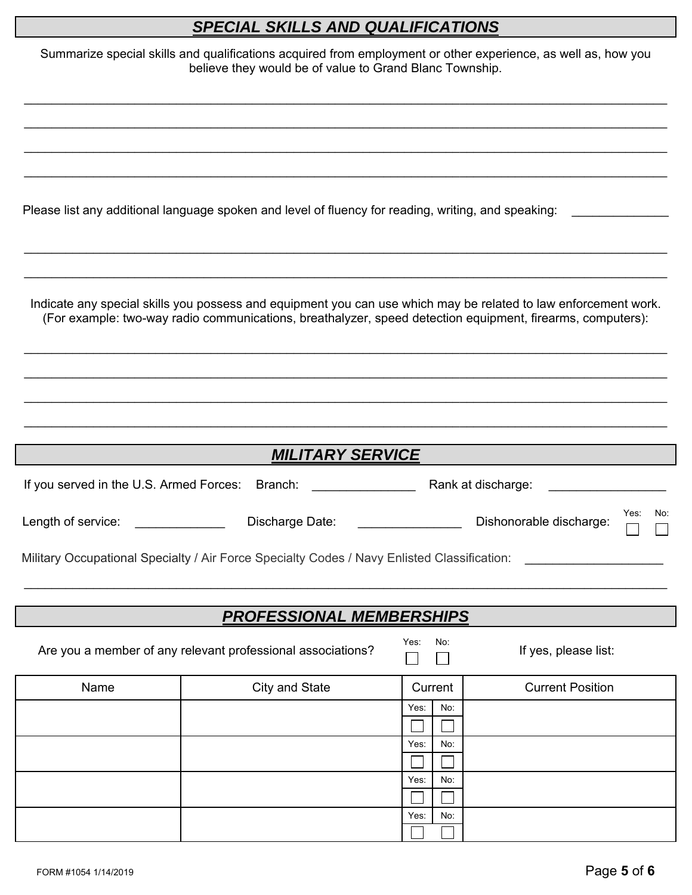## ***SPECIAL SKILLS AND QUALIFICATIONS***

Summarize special skills and qualifications acquired from employment or other experience, as well as, how you believe they would be of value to Grand Blanc Township.

\_\_\_\_\_\_\_\_\_\_\_\_\_\_\_\_\_\_\_\_\_\_\_\_\_\_\_\_\_\_\_\_\_\_\_\_\_\_\_\_\_\_\_\_\_\_\_\_\_\_\_\_\_\_\_\_\_\_\_\_\_\_\_\_\_\_\_\_\_\_\_\_

\_\_\_\_\_\_\_\_\_\_\_\_\_\_\_\_\_\_\_\_\_\_\_\_\_\_\_\_\_\_\_\_\_\_\_\_\_\_\_\_\_\_\_\_\_\_\_\_\_\_\_\_\_\_\_\_\_\_\_\_\_\_\_\_\_\_\_\_\_\_\_\_

\_\_\_\_\_\_\_\_\_\_\_\_\_\_\_\_\_\_\_\_\_\_\_\_\_\_\_\_\_\_\_\_\_\_\_\_\_\_\_\_\_\_\_\_\_\_\_\_\_\_\_\_\_\_\_\_\_\_\_\_\_\_\_\_\_\_\_\_\_\_\_\_

\_\_\_\_\_\_\_\_\_\_\_\_\_\_\_\_\_\_\_\_\_\_\_\_\_\_\_\_\_\_\_\_\_\_\_\_\_\_\_\_\_\_\_\_\_\_\_\_\_\_\_\_\_\_\_\_\_\_\_\_\_\_\_\_\_\_\_\_\_\_\_\_

Please list any additional language spoken and level of fluency for reading, writing, and speaking: \_\_\_\_\_\_\_\_\_\_\_\_\_

\_\_\_\_\_\_\_\_\_\_\_\_\_\_\_\_\_\_\_\_\_\_\_\_\_\_\_\_\_\_\_\_\_\_\_\_\_\_\_\_\_\_\_\_\_\_\_\_\_\_\_\_\_\_\_\_\_\_\_\_\_\_\_\_\_\_\_\_\_\_\_\_

\_\_\_\_\_\_\_\_\_\_\_\_\_\_\_\_\_\_\_\_\_\_\_\_\_\_\_\_\_\_\_\_\_\_\_\_\_\_\_\_\_\_\_\_\_\_\_\_\_\_\_\_\_\_\_\_\_\_\_\_\_\_\_\_\_\_\_\_\_\_\_\_

Indicate any special skills you possess and equipment you can use which may be related to law enforcement work. (For example: two-way radio communications, breathalyzer, speed detection equipment, firearms, computers):

\_\_\_\_\_\_\_\_\_\_\_\_\_\_\_\_\_\_\_\_\_\_\_\_\_\_\_\_\_\_\_\_\_\_\_\_\_\_\_\_\_\_\_\_\_\_\_\_\_\_\_\_\_\_\_\_\_\_\_\_\_\_\_\_\_\_\_\_\_\_\_\_

\_\_\_\_\_\_\_\_\_\_\_\_\_\_\_\_\_\_\_\_\_\_\_\_\_\_\_\_\_\_\_\_\_\_\_\_\_\_\_\_\_\_\_\_\_\_\_\_\_\_\_\_\_\_\_\_\_\_\_\_\_\_\_\_\_\_\_\_\_\_\_\_

\_\_\_\_\_\_\_\_\_\_\_\_\_\_\_\_\_\_\_\_\_\_\_\_\_\_\_\_\_\_\_\_\_\_\_\_\_\_\_\_\_\_\_\_\_\_\_\_\_\_\_\_\_\_\_\_\_\_\_\_\_\_\_\_\_\_\_\_\_\_\_\_

\_\_\_\_\_\_\_\_\_\_\_\_\_\_\_\_\_\_\_\_\_\_\_\_\_\_\_\_\_\_\_\_\_\_\_\_\_\_\_\_\_\_\_\_\_\_\_\_\_\_\_\_\_\_\_\_\_\_\_\_\_\_\_\_\_\_\_\_\_\_\_\_

## ***MILITARY SERVICE***

If you served in the U.S. Armed Forces: Branch: \_\_\_\_\_\_\_\_\_\_\_\_\_\_\_ Rank at discharge: \_\_\_\_\_\_\_\_\_\_\_\_\_\_\_\_

Length of service: \_\_\_\_\_\_\_\_\_\_\_\_\_ Discharge Date: \_\_\_\_\_\_\_\_\_\_\_\_\_\_\_ Dishonorable discharge: Yes: ☐ No: ☐

Military Occupational Specialty / Air Force Specialty Codes / Navy Enlisted Classification: \_\_\_\_\_\_\_\_\_\_\_\_\_\_\_\_\_\_\_

\_\_\_\_\_\_\_\_\_\_\_\_\_\_\_\_\_\_\_\_\_\_\_\_\_\_\_\_\_\_\_\_\_\_\_\_\_\_\_\_\_\_\_\_\_\_\_\_\_\_\_\_\_\_\_\_\_\_\_\_\_\_\_\_\_\_\_\_\_\_\_\_

## ***PROFESSIONAL MEMBERSHIPS***

Are you a member of any relevant professional associations? Yes: ☐ No: ☐ If yes, please list:

| Name | City and State | Current | Current Position |
|---|---|---|---|
| | | Yes: ☐ No: ☐ | |
| | | Yes: ☐ No: ☐ | |
| | | Yes: ☐ No: ☐ | |
| | | Yes: ☐ No: ☐ | |

FORM #1054 1/14/2019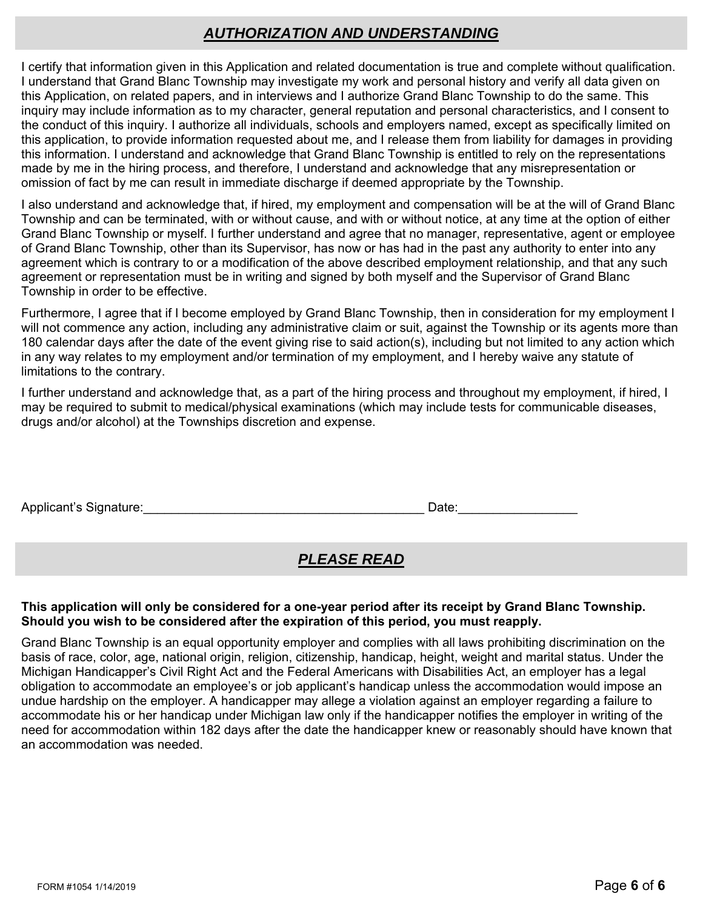## ***AUTHORIZATION AND UNDERSTANDING***

I certify that information given in this Application and related documentation is true and complete without qualification. I understand that Grand Blanc Township may investigate my work and personal history and verify all data given on this Application, on related papers, and in interviews and I authorize Grand Blanc Township to do the same. This inquiry may include information as to my character, general reputation and personal characteristics, and I consent to the conduct of this inquiry. I authorize all individuals, schools and employers named, except as specifically limited on this application, to provide information requested about me, and I release them from liability for damages in providing this information. I understand and acknowledge that Grand Blanc Township is entitled to rely on the representations made by me in the hiring process, and therefore, I understand and acknowledge that any misrepresentation or omission of fact by me can result in immediate discharge if deemed appropriate by the Township.

I also understand and acknowledge that, if hired, my employment and compensation will be at the will of Grand Blanc Township and can be terminated, with or without cause, and with or without notice, at any time at the option of either Grand Blanc Township or myself. I further understand and agree that no manager, representative, agent or employee of Grand Blanc Township, other than its Supervisor, has now or has had in the past any authority to enter into any agreement which is contrary to or a modification of the above described employment relationship, and that any such agreement or representation must be in writing and signed by both myself and the Supervisor of Grand Blanc Township in order to be effective.

Furthermore, I agree that if I become employed by Grand Blanc Township, then in consideration for my employment I will not commence any action, including any administrative claim or suit, against the Township or its agents more than 180 calendar days after the date of the event giving rise to said action(s), including but not limited to any action which in any way relates to my employment and/or termination of my employment, and I hereby waive any statute of limitations to the contrary.

I further understand and acknowledge that, as a part of the hiring process and throughout my employment, if hired, I may be required to submit to medical/physical examinations (which may include tests for communicable diseases, drugs and/or alcohol) at the Townships discretion and expense.

Applicant's Signature:_______________________________________ Date:________________

## ***PLEASE READ***

**This application will only be considered for a one-year period after its receipt by Grand Blanc Township. Should you wish to be considered after the expiration of this period, you must reapply.**

Grand Blanc Township is an equal opportunity employer and complies with all laws prohibiting discrimination on the basis of race, color, age, national origin, religion, citizenship, handicap, height, weight and marital status. Under the Michigan Handicapper's Civil Right Act and the Federal Americans with Disabilities Act, an employer has a legal obligation to accommodate an employee's or job applicant's handicap unless the accommodation would impose an undue hardship on the employer. A handicapper may allege a violation against an employer regarding a failure to accommodate his or her handicap under Michigan law only if the handicapper notifies the employer in writing of the need for accommodation within 182 days after the date the handicapper knew or reasonably should have known that an accommodation was needed.

FORM #1054 1/14/2019